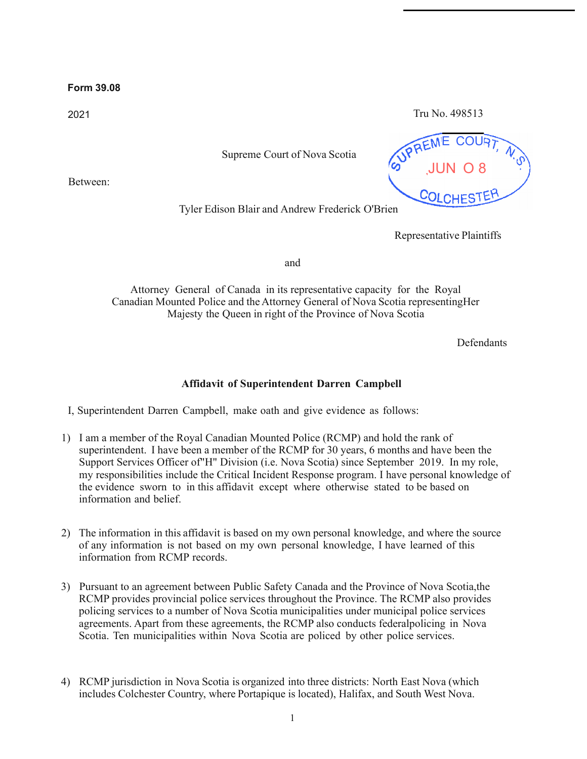**Form 39.08**

2021 Tru No. 498513

SUPREME COURT, N.S.
JUN 0 8
COLCHESTER

Supreme Court of Nova Scotia

Between:

Tyler Edison Blair and Andrew Frederick O'Brien

Representative Plaintiffs

and

Attorney General of Canada in its representative capacity for the Royal Canadian Mounted Police and the Attorney General of Nova Scotia representingHer Majesty the Queen in right of the Province of Nova Scotia

Defendants

**Affidavit of Superintendent Darren Campbell**

I, Superintendent Darren Campbell, make oath and give evidence as follows:

1) I am a member of the Royal Canadian Mounted Police (RCMP) and hold the rank of superintendent. I have been a member of the RCMP for 30 years, 6 months and have been the Support Services Officer of"H" Division (i.e. Nova Scotia) since September 2019. In my role, my responsibilities include the Critical Incident Response program. I have personal knowledge of the evidence sworn to in this affidavit except where otherwise stated to be based on information and belief.

2) The information in this affidavit is based on my own personal knowledge, and where the source of any information is not based on my own personal knowledge, I have learned of this information from RCMP records.

3) Pursuant to an agreement between Public Safety Canada and the Province of Nova Scotia,the RCMP provides provincial police services throughout the Province. The RCMP also provides policing services to a number of Nova Scotia municipalities under municipal police services agreements. Apart from these agreements, the RCMP also conducts federalpolicing in Nova Scotia. Ten municipalities within Nova Scotia are policed by other police services.

4) RCMP jurisdiction in Nova Scotia is organized into three districts: North East Nova (which includes Colchester Country, where Portapique is located), Halifax, and South West Nova.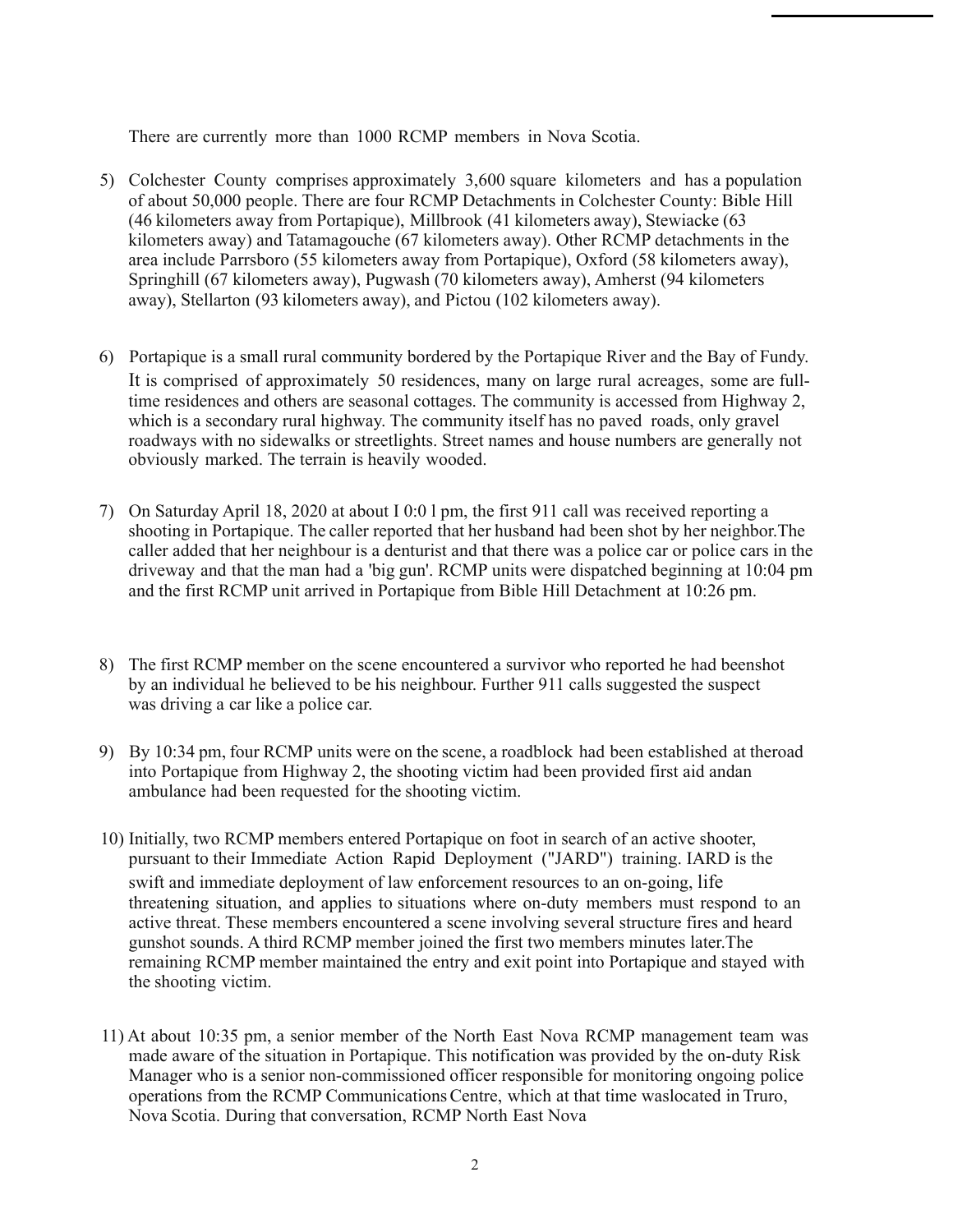There are currently more than 1000 RCMP members in Nova Scotia.

5) Colchester County comprises approximately 3,600 square kilometers and has a population of about 50,000 people. There are four RCMP Detachments in Colchester County: Bible Hill (46 kilometers away from Portapique), Millbrook (41 kilometers away), Stewiacke (63 kilometers away) and Tatamagouche (67 kilometers away). Other RCMP detachments in the area include Parrsboro (55 kilometers away from Portapique), Oxford (58 kilometers away), Springhill (67 kilometers away), Pugwash (70 kilometers away), Amherst (94 kilometers away), Stellarton (93 kilometers away), and Pictou (102 kilometers away).

6) Portapique is a small rural community bordered by the Portapique River and the Bay of Fundy. It is comprised of approximately 50 residences, many on large rural acreages, some are full-time residences and others are seasonal cottages. The community is accessed from Highway 2, which is a secondary rural highway. The community itself has no paved roads, only gravel roadways with no sidewalks or streetlights. Street names and house numbers are generally not obviously marked. The terrain is heavily wooded.

7) On Saturday April 18, 2020 at about I 0:0 l pm, the first 911 call was received reporting a shooting in Portapique. The caller reported that her husband had been shot by her neighbor.The caller added that her neighbour is a denturist and that there was a police car or police cars in the driveway and that the man had a 'big gun'. RCMP units were dispatched beginning at 10:04 pm and the first RCMP unit arrived in Portapique from Bible Hill Detachment at 10:26 pm.

8) The first RCMP member on the scene encountered a survivor who reported he had beenshot by an individual he believed to be his neighbour. Further 911 calls suggested the suspect was driving a car like a police car.

9) By 10:34 pm, four RCMP units were on the scene, a roadblock had been established at theroad into Portapique from Highway 2, the shooting victim had been provided first aid andan ambulance had been requested for the shooting victim.

10) Initially, two RCMP members entered Portapique on foot in search of an active shooter, pursuant to their Immediate Action Rapid Deployment ("JARD") training. IARD is the swift and immediate deployment of law enforcement resources to an on-going, life threatening situation, and applies to situations where on-duty members must respond to an active threat. These members encountered a scene involving several structure fires and heard gunshot sounds. A third RCMP member joined the first two members minutes later.The remaining RCMP member maintained the entry and exit point into Portapique and stayed with the shooting victim.

11) At about 10:35 pm, a senior member of the North East Nova RCMP management team was made aware of the situation in Portapique. This notification was provided by the on-duty Risk Manager who is a senior non-commissioned officer responsible for monitoring ongoing police operations from the RCMP Communications Centre, which at that time waslocated in Truro, Nova Scotia. During that conversation, RCMP North East Nova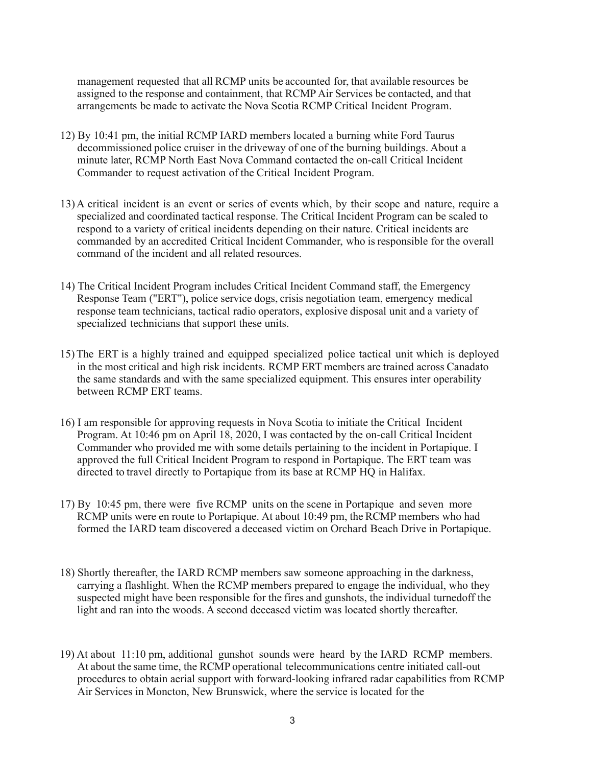management requested that all RCMP units be accounted for, that available resources be assigned to the response and containment, that RCMP Air Services be contacted, and that arrangements be made to activate the Nova Scotia RCMP Critical Incident Program.

12) By 10:41 pm, the initial RCMP IARD members located a burning white Ford Taurus decommissioned police cruiser in the driveway of one of the burning buildings. About a minute later, RCMP North East Nova Command contacted the on-call Critical Incident Commander to request activation of the Critical Incident Program.

13) A critical incident is an event or series of events which, by their scope and nature, require a specialized and coordinated tactical response. The Critical Incident Program can be scaled to respond to a variety of critical incidents depending on their nature. Critical incidents are commanded by an accredited Critical Incident Commander, who is responsible for the overall command of the incident and all related resources.

14) The Critical Incident Program includes Critical Incident Command staff, the Emergency Response Team ("ERT"), police service dogs, crisis negotiation team, emergency medical response team technicians, tactical radio operators, explosive disposal unit and a variety of specialized technicians that support these units.

15) The ERT is a highly trained and equipped specialized police tactical unit which is deployed in the most critical and high risk incidents. RCMP ERT members are trained across Canadato the same standards and with the same specialized equipment. This ensures inter operability between RCMP ERT teams.

16) I am responsible for approving requests in Nova Scotia to initiate the Critical Incident Program. At 10:46 pm on April 18, 2020, I was contacted by the on-call Critical Incident Commander who provided me with some details pertaining to the incident in Portapique. I approved the full Critical Incident Program to respond in Portapique. The ERT team was directed to travel directly to Portapique from its base at RCMP HQ in Halifax.

17) By 10:45 pm, there were five RCMP units on the scene in Portapique and seven more RCMP units were en route to Portapique. At about 10:49 pm, the RCMP members who had formed the IARD team discovered a deceased victim on Orchard Beach Drive in Portapique.

18) Shortly thereafter, the IARD RCMP members saw someone approaching in the darkness, carrying a flashlight. When the RCMP members prepared to engage the individual, who they suspected might have been responsible for the fires and gunshots, the individual turnedoff the light and ran into the woods. A second deceased victim was located shortly thereafter.

19) At about 11:10 pm, additional gunshot sounds were heard by the IARD RCMP members. At about the same time, the RCMP operational telecommunications centre initiated call-out procedures to obtain aerial support with forward-looking infrared radar capabilities from RCMP Air Services in Moncton, New Brunswick, where the service is located for the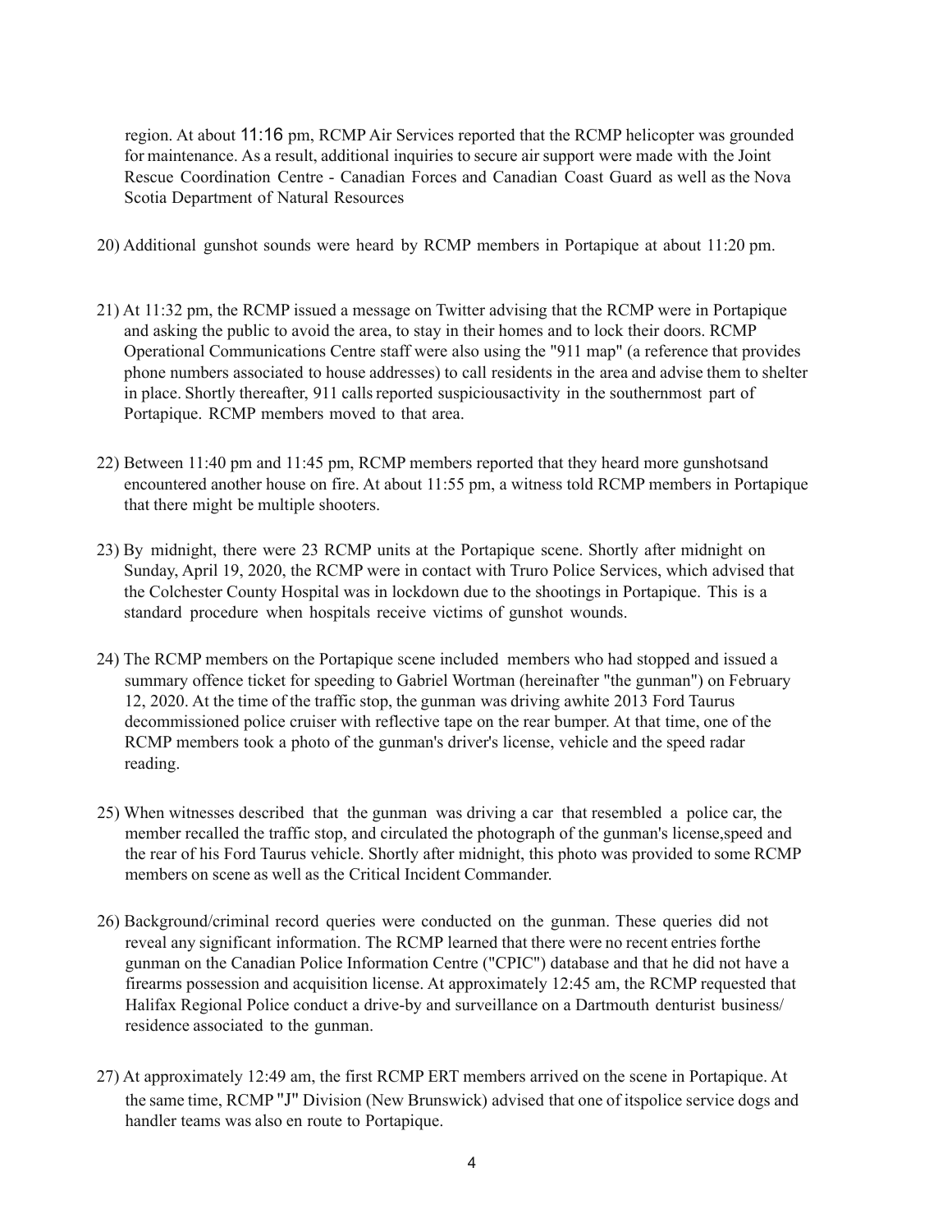region. At about 11:16 pm, RCMP Air Services reported that the RCMP helicopter was grounded for maintenance. As a result, additional inquiries to secure air support were made with the Joint Rescue Coordination Centre - Canadian Forces and Canadian Coast Guard as well as the Nova Scotia Department of Natural Resources

20) Additional gunshot sounds were heard by RCMP members in Portapique at about 11:20 pm.

21) At 11:32 pm, the RCMP issued a message on Twitter advising that the RCMP were in Portapique and asking the public to avoid the area, to stay in their homes and to lock their doors. RCMP Operational Communications Centre staff were also using the "911 map" (a reference that provides phone numbers associated to house addresses) to call residents in the area and advise them to shelter in place. Shortly thereafter, 911 calls reported suspiciousactivity in the southernmost part of Portapique. RCMP members moved to that area.

22) Between 11:40 pm and 11:45 pm, RCMP members reported that they heard more gunshotsand encountered another house on fire. At about 11:55 pm, a witness told RCMP members in Portapique that there might be multiple shooters.

23) By midnight, there were 23 RCMP units at the Portapique scene. Shortly after midnight on Sunday, April 19, 2020, the RCMP were in contact with Truro Police Services, which advised that the Colchester County Hospital was in lockdown due to the shootings in Portapique. This is a standard procedure when hospitals receive victims of gunshot wounds.

24) The RCMP members on the Portapique scene included members who had stopped and issued a summary offence ticket for speeding to Gabriel Wortman (hereinafter "the gunman") on February 12, 2020. At the time of the traffic stop, the gunman was driving awhite 2013 Ford Taurus decommissioned police cruiser with reflective tape on the rear bumper. At that time, one of the RCMP members took a photo of the gunman's driver's license, vehicle and the speed radar reading.

25) When witnesses described that the gunman was driving a car that resembled a police car, the member recalled the traffic stop, and circulated the photograph of the gunman's license,speed and the rear of his Ford Taurus vehicle. Shortly after midnight, this photo was provided to some RCMP members on scene as well as the Critical Incident Commander.

26) Background/criminal record queries were conducted on the gunman. These queries did not reveal any significant information. The RCMP learned that there were no recent entries forthe gunman on the Canadian Police Information Centre ("CPIC") database and that he did not have a firearms possession and acquisition license. At approximately 12:45 am, the RCMP requested that Halifax Regional Police conduct a drive-by and surveillance on a Dartmouth denturist business/ residence associated to the gunman.

27) At approximately 12:49 am, the first RCMP ERT members arrived on the scene in Portapique. At the same time, RCMP "J" Division (New Brunswick) advised that one of itspolice service dogs and handler teams was also en route to Portapique.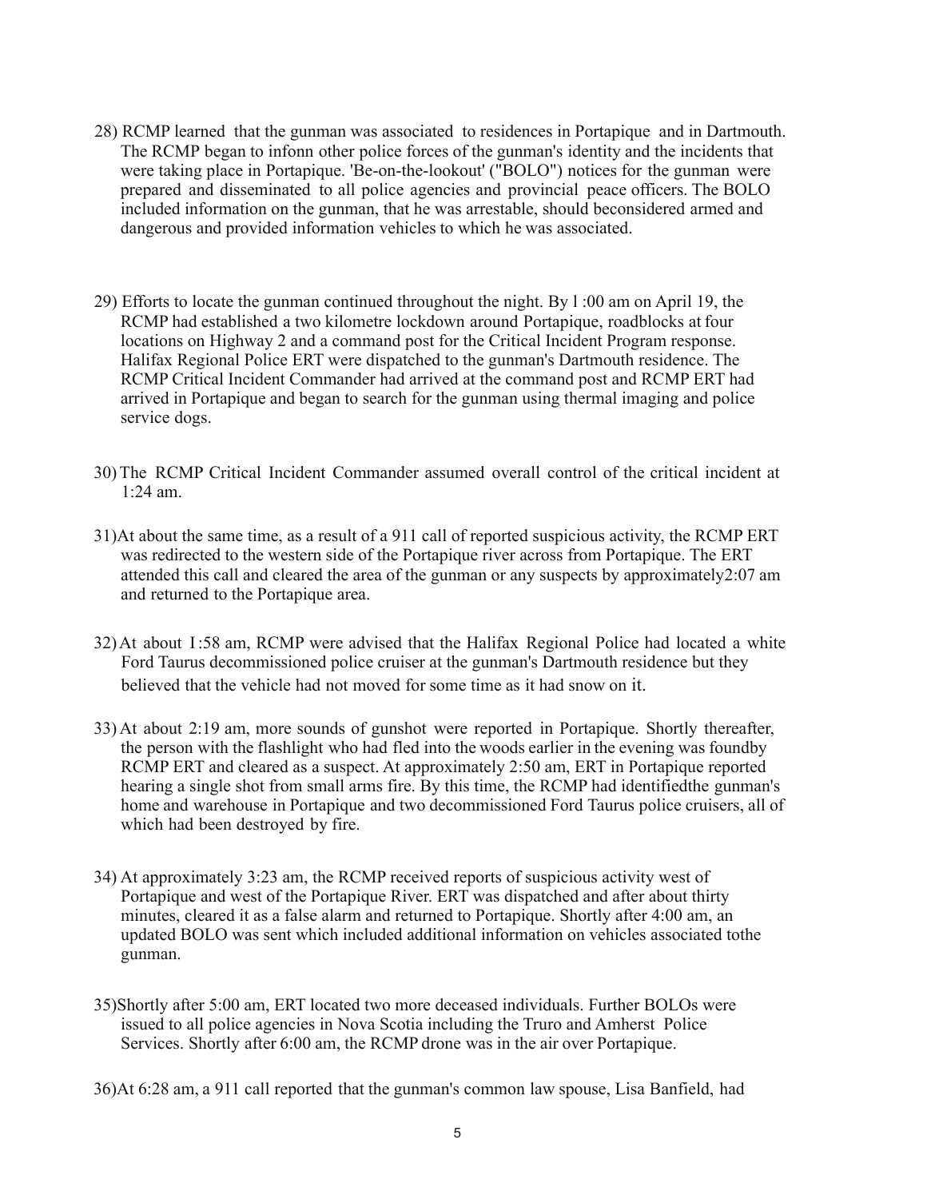28) RCMP learned that the gunman was associated to residences in Portapique and in Dartmouth. The RCMP began to infonn other police forces of the gunman's identity and the incidents that were taking place in Portapique. 'Be-on-the-lookout' ("BOLO") notices for the gunman were prepared and disseminated to all police agencies and provincial peace officers. The BOLO included information on the gunman, that he was arrestable, should beconsidered armed and dangerous and provided information vehicles to which he was associated.

29) Efforts to locate the gunman continued throughout the night. By l :00 am on April 19, the RCMP had established a two kilometre lockdown around Portapique, roadblocks at four locations on Highway 2 and a command post for the Critical Incident Program response. Halifax Regional Police ERT were dispatched to the gunman's Dartmouth residence. The RCMP Critical Incident Commander had arrived at the command post and RCMP ERT had arrived in Portapique and began to search for the gunman using thermal imaging and police service dogs.

30) The RCMP Critical Incident Commander assumed overall control of the critical incident at 1:24 am.

31) At about the same time, as a result of a 911 call of reported suspicious activity, the RCMP ERT was redirected to the western side of the Portapique river across from Portapique. The ERT attended this call and cleared the area of the gunman or any suspects by approximately2:07 am and returned to the Portapique area.

32) At about I:58 am, RCMP were advised that the Halifax Regional Police had located a white Ford Taurus decommissioned police cruiser at the gunman's Dartmouth residence but they believed that the vehicle had not moved for some time as it had snow on it.

33) At about 2:19 am, more sounds of gunshot were reported in Portapique. Shortly thereafter, the person with the flashlight who had fled into the woods earlier in the evening was foundby RCMP ERT and cleared as a suspect. At approximately 2:50 am, ERT in Portapique reported hearing a single shot from small arms fire. By this time, the RCMP had identifiedthe gunman's home and warehouse in Portapique and two decommissioned Ford Taurus police cruisers, all of which had been destroyed by fire.

34) At approximately 3:23 am, the RCMP received reports of suspicious activity west of Portapique and west of the Portapique River. ERT was dispatched and after about thirty minutes, cleared it as a false alarm and returned to Portapique. Shortly after 4:00 am, an updated BOLO was sent which included additional information on vehicles associated tothe gunman.

35) Shortly after 5:00 am, ERT located two more deceased individuals. Further BOLOs were issued to all police agencies in Nova Scotia including the Truro and Amherst Police Services. Shortly after 6:00 am, the RCMP drone was in the air over Portapique.

36) At 6:28 am, a 911 call reported that the gunman's common law spouse, Lisa Banfield, had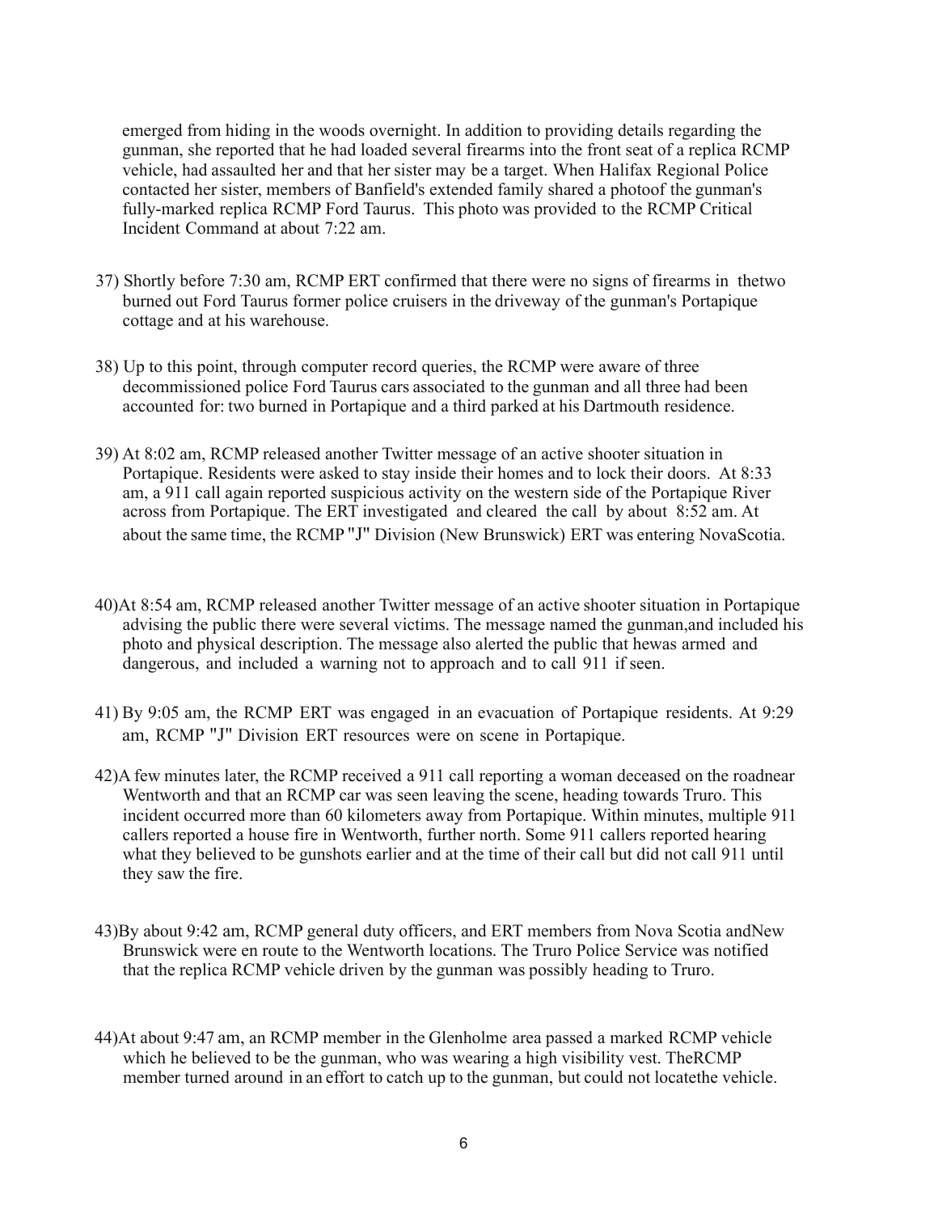emerged from hiding in the woods overnight. In addition to providing details regarding the gunman, she reported that he had loaded several firearms into the front seat of a replica RCMP vehicle, had assaulted her and that her sister may be a target. When Halifax Regional Police contacted her sister, members of Banfield's extended family shared a photoof the gunman's fully-marked replica RCMP Ford Taurus. This photo was provided to the RCMP Critical Incident Command at about 7:22 am.

37) Shortly before 7:30 am, RCMP ERT confirmed that there were no signs of firearms in thetwo burned out Ford Taurus former police cruisers in the driveway of the gunman's Portapique cottage and at his warehouse.

38) Up to this point, through computer record queries, the RCMP were aware of three decommissioned police Ford Taurus cars associated to the gunman and all three had been accounted for: two burned in Portapique and a third parked at his Dartmouth residence.

39) At 8:02 am, RCMP released another Twitter message of an active shooter situation in Portapique. Residents were asked to stay inside their homes and to lock their doors. At 8:33 am, a 911 call again reported suspicious activity on the western side of the Portapique River across from Portapique. The ERT investigated and cleared the call by about 8:52 am. At about the same time, the RCMP "J" Division (New Brunswick) ERT was entering NovaScotia.

40) At 8:54 am, RCMP released another Twitter message of an active shooter situation in Portapique advising the public there were several victims. The message named the gunman,and included his photo and physical description. The message also alerted the public that hewas armed and dangerous, and included a warning not to approach and to call 911 if seen.

41) By 9:05 am, the RCMP ERT was engaged in an evacuation of Portapique residents. At 9:29 am, RCMP "J" Division ERT resources were on scene in Portapique.

42) A few minutes later, the RCMP received a 911 call reporting a woman deceased on the roadnear Wentworth and that an RCMP car was seen leaving the scene, heading towards Truro. This incident occurred more than 60 kilometers away from Portapique. Within minutes, multiple 911 callers reported a house fire in Wentworth, further north. Some 911 callers reported hearing what they believed to be gunshots earlier and at the time of their call but did not call 911 until they saw the fire.

43) By about 9:42 am, RCMP general duty officers, and ERT members from Nova Scotia andNew Brunswick were en route to the Wentworth locations. The Truro Police Service was notified that the replica RCMP vehicle driven by the gunman was possibly heading to Truro.

44) At about 9:47 am, an RCMP member in the Glenholme area passed a marked RCMP vehicle which he believed to be the gunman, who was wearing a high visibility vest. TheRCMP member turned around in an effort to catch up to the gunman, but could not locatethe vehicle.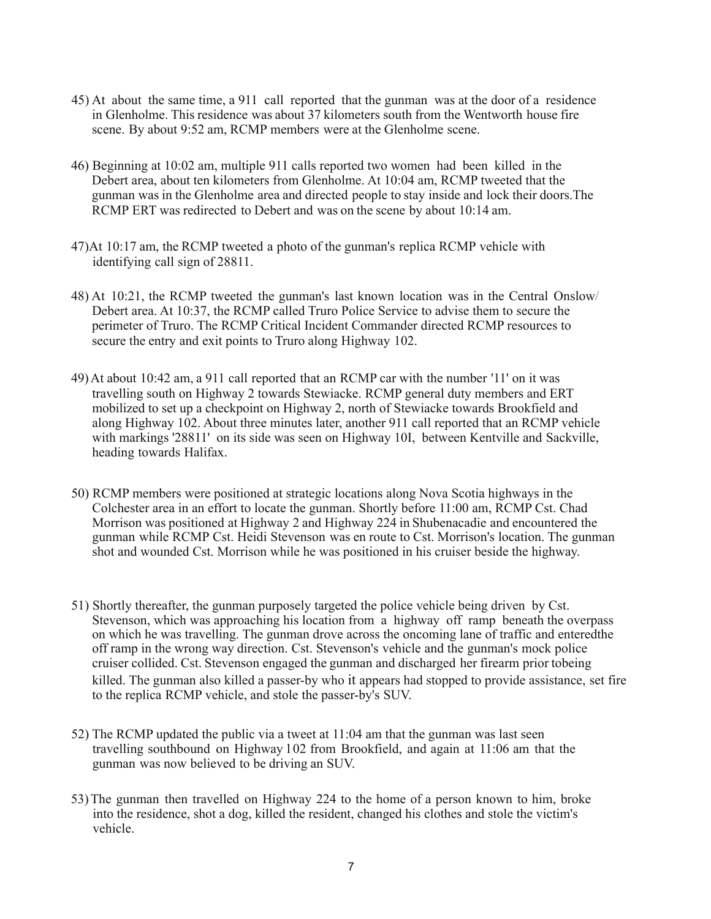45) At about the same time, a 911 call reported that the gunman was at the door of a residence in Glenholme. This residence was about 37 kilometers south from the Wentworth house fire scene. By about 9:52 am, RCMP members were at the Glenholme scene.

46) Beginning at 10:02 am, multiple 911 calls reported two women had been killed in the Debert area, about ten kilometers from Glenholme. At 10:04 am, RCMP tweeted that the gunman was in the Glenholme area and directed people to stay inside and lock their doors.The RCMP ERT was redirected to Debert and was on the scene by about 10:14 am.

47) At 10:17 am, the RCMP tweeted a photo of the gunman's replica RCMP vehicle with identifying call sign of 28811.

48) At 10:21, the RCMP tweeted the gunman's last known location was in the Central Onslow/ Debert area. At 10:37, the RCMP called Truro Police Service to advise them to secure the perimeter of Truro. The RCMP Critical Incident Commander directed RCMP resources to secure the entry and exit points to Truro along Highway 102.

49) At about 10:42 am, a 911 call reported that an RCMP car with the number '11' on it was travelling south on Highway 2 towards Stewiacke. RCMP general duty members and ERT mobilized to set up a checkpoint on Highway 2, north of Stewiacke towards Brookfield and along Highway 102. About three minutes later, another 911 call reported that an RCMP vehicle with markings '28811' on its side was seen on Highway 10I, between Kentville and Sackville, heading towards Halifax.

50) RCMP members were positioned at strategic locations along Nova Scotia highways in the Colchester area in an effort to locate the gunman. Shortly before 11:00 am, RCMP Cst. Chad Morrison was positioned at Highway 2 and Highway 224 in Shubenacadie and encountered the gunman while RCMP Cst. Heidi Stevenson was en route to Cst. Morrison's location. The gunman shot and wounded Cst. Morrison while he was positioned in his cruiser beside the highway.

51) Shortly thereafter, the gunman purposely targeted the police vehicle being driven by Cst. Stevenson, which was approaching his location from a highway off ramp beneath the overpass on which he was travelling. The gunman drove across the oncoming lane of traffic and enteredthe off ramp in the wrong way direction. Cst. Stevenson's vehicle and the gunman's mock police cruiser collided. Cst. Stevenson engaged the gunman and discharged her firearm prior tobeing killed. The gunman also killed a passer-by who it appears had stopped to provide assistance, set fire to the replica RCMP vehicle, and stole the passer-by's SUV.

52) The RCMP updated the public via a tweet at 11:04 am that the gunman was last seen travelling southbound on Highway 102 from Brookfield, and again at 11:06 am that the gunman was now believed to be driving an SUV.

53) The gunman then travelled on Highway 224 to the home of a person known to him, broke into the residence, shot a dog, killed the resident, changed his clothes and stole the victim's vehicle.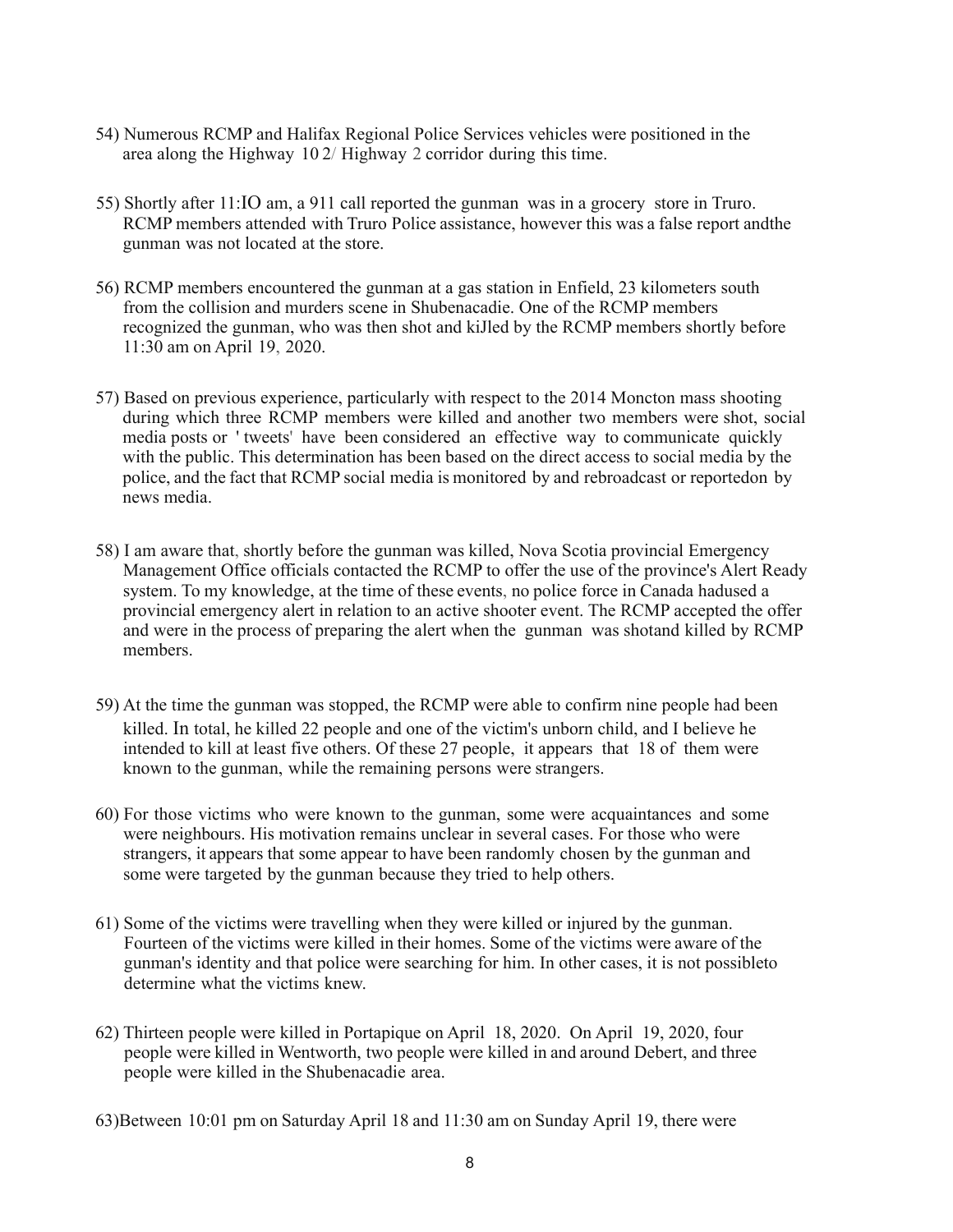54) Numerous RCMP and Halifax Regional Police Services vehicles were positioned in the area along the Highway 102/ Highway 2 corridor during this time.

55) Shortly after 11:10 am, a 911 call reported the gunman was in a grocery store in Truro. RCMP members attended with Truro Police assistance, however this was a false report andthe gunman was not located at the store.

56) RCMP members encountered the gunman at a gas station in Enfield, 23 kilometers south from the collision and murders scene in Shubenacadie. One of the RCMP members recognized the gunman, who was then shot and kiJled by the RCMP members shortly before 11:30 am on April 19, 2020.

57) Based on previous experience, particularly with respect to the 2014 Moncton mass shooting during which three RCMP members were killed and another two members were shot, social media posts or 'tweets' have been considered an effective way to communicate quickly with the public. This determination has been based on the direct access to social media by the police, and the fact that RCMP social media is monitored by and rebroadcast or reportedon by news media.

58) I am aware that, shortly before the gunman was killed, Nova Scotia provincial Emergency Management Office officials contacted the RCMP to offer the use of the province's Alert Ready system. To my knowledge, at the time of these events, no police force in Canada hadused a provincial emergency alert in relation to an active shooter event. The RCMP accepted the offer and were in the process of preparing the alert when the gunman was shotand killed by RCMP members.

59) At the time the gunman was stopped, the RCMP were able to confirm nine people had been killed. In total, he killed 22 people and one of the victim's unborn child, and I believe he intended to kill at least five others. Of these 27 people, it appears that 18 of them were known to the gunman, while the remaining persons were strangers.

60) For those victims who were known to the gunman, some were acquaintances and some were neighbours. His motivation remains unclear in several cases. For those who were strangers, it appears that some appear to have been randomly chosen by the gunman and some were targeted by the gunman because they tried to help others.

61) Some of the victims were travelling when they were killed or injured by the gunman. Fourteen of the victims were killed in their homes. Some of the victims were aware of the gunman's identity and that police were searching for him. In other cases, it is not possibleto determine what the victims knew.

62) Thirteen people were killed in Portapique on April 18, 2020. On April 19, 2020, four people were killed in Wentworth, two people were killed in and around Debert, and three people were killed in the Shubenacadie area.

63) Between 10:01 pm on Saturday April 18 and 11:30 am on Sunday April 19, there were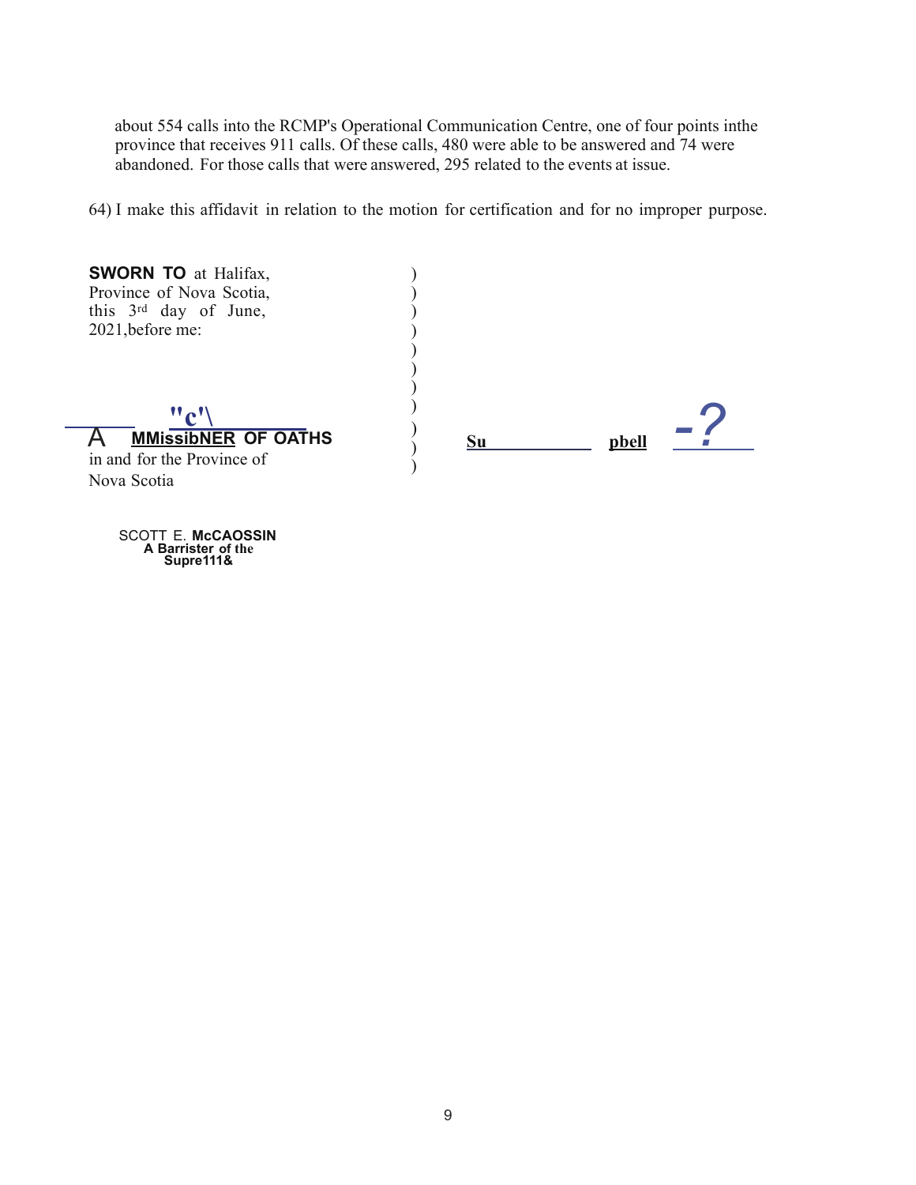about 554 calls into the RCMP's Operational Communication Centre, one of four points inthe province that receives 911 calls. Of these calls, 480 were able to be answered and 74 were abandoned. For those calls that were answered, 295 related to the events at issue.

64) I make this affidavit in relation to the motion for certification and for no improper purpose.

| | | |
|---|---|---|
| **SWORN TO** at Halifax, Province of Nova Scotia, this 3rd day of June, 2021,before me: | ) ) ) ) ) ) ) ) | |
| "c'\ A **MMissibNER OF OATHS** in and for the Province of Nova Scotia | ) ) ) | **Su** **pbell** -? |

SCOTT E. **McCAOSSIN**
**A Barrister of the Supre111&**